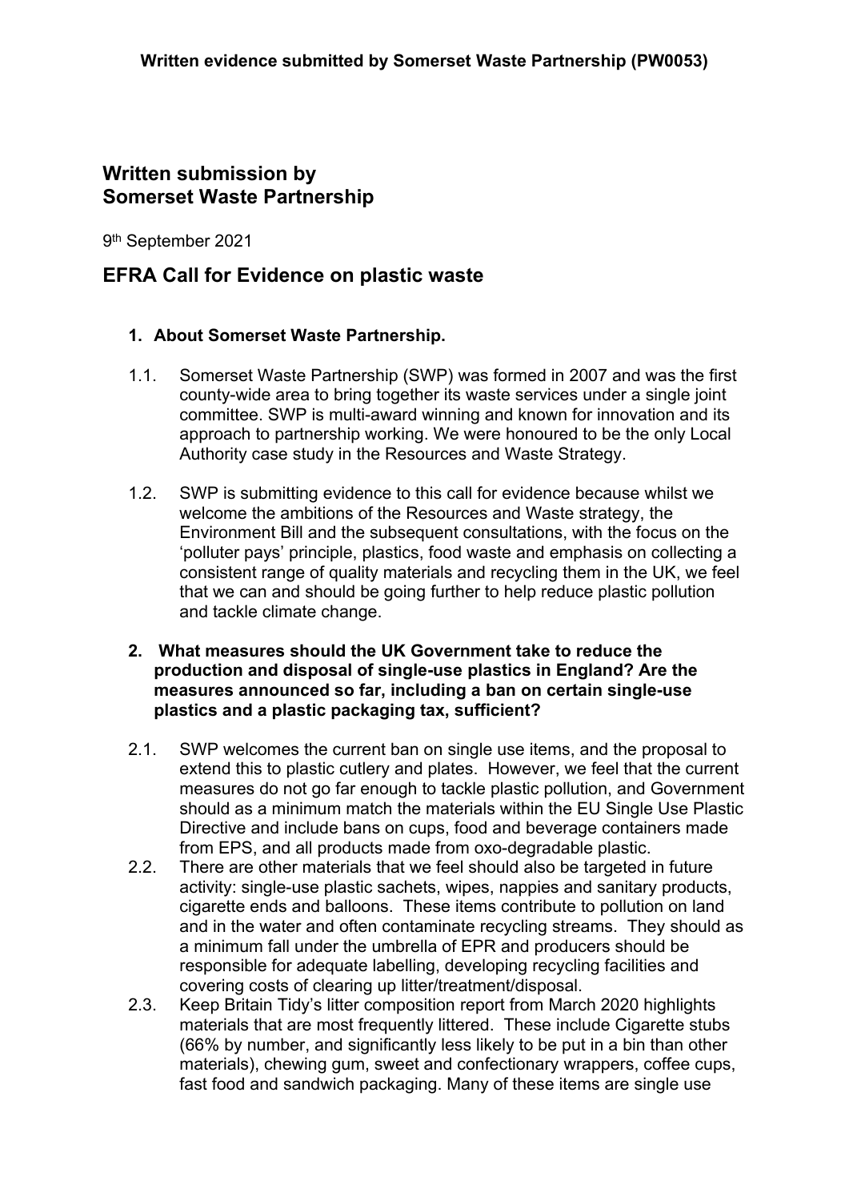**Written evidence submitted by Somerset Waste Partnership (PW0053)**

## Written submission by Somerset Waste Partnership

9th September 2021

## EFRA Call for Evidence on plastic waste

### 1. About Somerset Waste Partnership.

1.1. Somerset Waste Partnership (SWP) was formed in 2007 and was the first county-wide area to bring together its waste services under a single joint committee. SWP is multi-award winning and known for innovation and its approach to partnership working. We were honoured to be the only Local Authority case study in the Resources and Waste Strategy.

1.2. SWP is submitting evidence to this call for evidence because whilst we welcome the ambitions of the Resources and Waste strategy, the Environment Bill and the subsequent consultations, with the focus on the 'polluter pays' principle, plastics, food waste and emphasis on collecting a consistent range of quality materials and recycling them in the UK, we feel that we can and should be going further to help reduce plastic pollution and tackle climate change.

### 2. What measures should the UK Government take to reduce the production and disposal of single-use plastics in England? Are the measures announced so far, including a ban on certain single-use plastics and a plastic packaging tax, sufficient?

2.1. SWP welcomes the current ban on single use items, and the proposal to extend this to plastic cutlery and plates. However, we feel that the current measures do not go far enough to tackle plastic pollution, and Government should as a minimum match the materials within the EU Single Use Plastic Directive and include bans on cups, food and beverage containers made from EPS, and all products made from oxo-degradable plastic.

2.2. There are other materials that we feel should also be targeted in future activity: single-use plastic sachets, wipes, nappies and sanitary products, cigarette ends and balloons. These items contribute to pollution on land and in the water and often contaminate recycling streams. They should as a minimum fall under the umbrella of EPR and producers should be responsible for adequate labelling, developing recycling facilities and covering costs of clearing up litter/treatment/disposal.

2.3. Keep Britain Tidy's litter composition report from March 2020 highlights materials that are most frequently littered. These include Cigarette stubs (66% by number, and significantly less likely to be put in a bin than other materials), chewing gum, sweet and confectionary wrappers, coffee cups, fast food and sandwich packaging. Many of these items are single use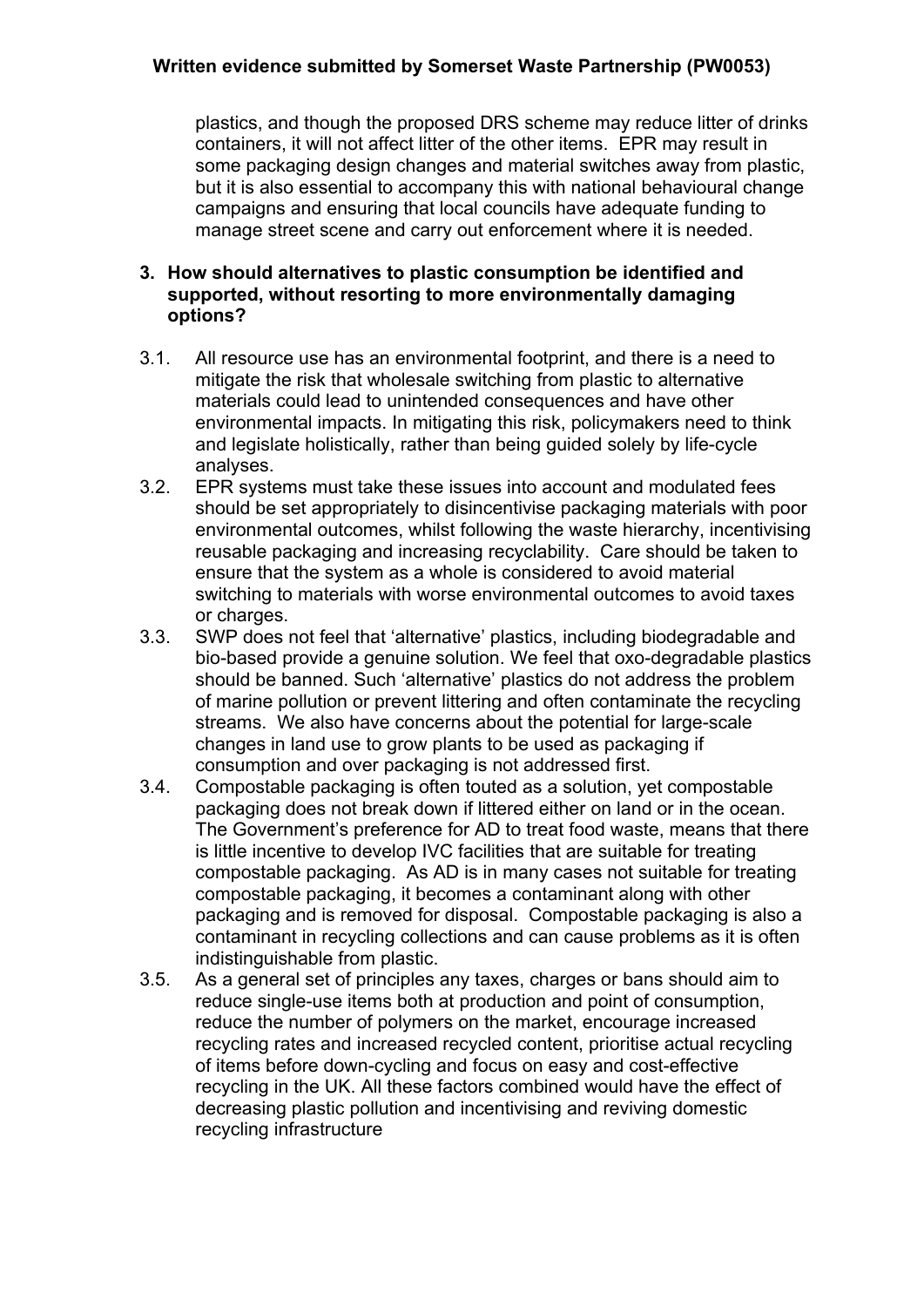plastics, and though the proposed DRS scheme may reduce litter of drinks containers, it will not affect litter of the other items. EPR may result in some packaging design changes and material switches away from plastic, but it is also essential to accompany this with national behavioural change campaigns and ensuring that local councils have adequate funding to manage street scene and carry out enforcement where it is needed.

**3. How should alternatives to plastic consumption be identified and supported, without resorting to more environmentally damaging options?**

3.1. All resource use has an environmental footprint, and there is a need to mitigate the risk that wholesale switching from plastic to alternative materials could lead to unintended consequences and have other environmental impacts. In mitigating this risk, policymakers need to think and legislate holistically, rather than being guided solely by life-cycle analyses.

3.2. EPR systems must take these issues into account and modulated fees should be set appropriately to disincentivise packaging materials with poor environmental outcomes, whilst following the waste hierarchy, incentivising reusable packaging and increasing recyclability. Care should be taken to ensure that the system as a whole is considered to avoid material switching to materials with worse environmental outcomes to avoid taxes or charges.

3.3. SWP does not feel that 'alternative' plastics, including biodegradable and bio-based provide a genuine solution. We feel that oxo-degradable plastics should be banned. Such 'alternative' plastics do not address the problem of marine pollution or prevent littering and often contaminate the recycling streams. We also have concerns about the potential for large-scale changes in land use to grow plants to be used as packaging if consumption and over packaging is not addressed first.

3.4. Compostable packaging is often touted as a solution, yet compostable packaging does not break down if littered either on land or in the ocean. The Government's preference for AD to treat food waste, means that there is little incentive to develop IVC facilities that are suitable for treating compostable packaging. As AD is in many cases not suitable for treating compostable packaging, it becomes a contaminant along with other packaging and is removed for disposal. Compostable packaging is also a contaminant in recycling collections and can cause problems as it is often indistinguishable from plastic.

3.5. As a general set of principles any taxes, charges or bans should aim to reduce single-use items both at production and point of consumption, reduce the number of polymers on the market, encourage increased recycling rates and increased recycled content, prioritise actual recycling of items before down-cycling and focus on easy and cost-effective recycling in the UK. All these factors combined would have the effect of decreasing plastic pollution and incentivising and reviving domestic recycling infrastructure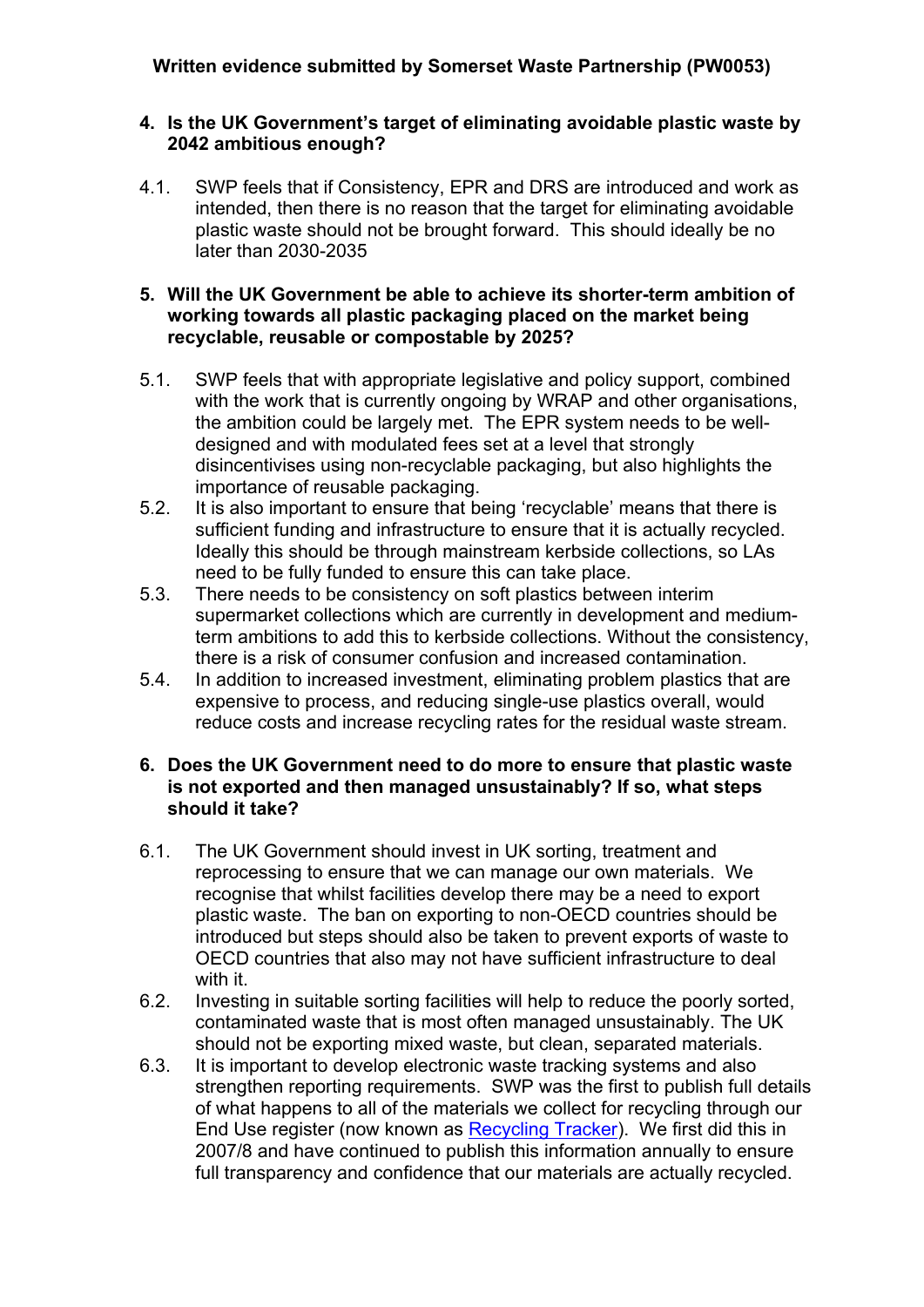**Written evidence submitted by Somerset Waste Partnership (PW0053)**

**4. Is the UK Government's target of eliminating avoidable plastic waste by 2042 ambitious enough?**

4.1. SWP feels that if Consistency, EPR and DRS are introduced and work as intended, then there is no reason that the target for eliminating avoidable plastic waste should not be brought forward. This should ideally be no later than 2030-2035

**5. Will the UK Government be able to achieve its shorter-term ambition of working towards all plastic packaging placed on the market being recyclable, reusable or compostable by 2025?**

5.1. SWP feels that with appropriate legislative and policy support, combined with the work that is currently ongoing by WRAP and other organisations, the ambition could be largely met. The EPR system needs to be well-designed and with modulated fees set at a level that strongly disincentivises using non-recyclable packaging, but also highlights the importance of reusable packaging.

5.2. It is also important to ensure that being 'recyclable' means that there is sufficient funding and infrastructure to ensure that it is actually recycled. Ideally this should be through mainstream kerbside collections, so LAs need to be fully funded to ensure this can take place.

5.3. There needs to be consistency on soft plastics between interim supermarket collections which are currently in development and medium-term ambitions to add this to kerbside collections. Without the consistency, there is a risk of consumer confusion and increased contamination.

5.4. In addition to increased investment, eliminating problem plastics that are expensive to process, and reducing single-use plastics overall, would reduce costs and increase recycling rates for the residual waste stream.

**6. Does the UK Government need to do more to ensure that plastic waste is not exported and then managed unsustainably? If so, what steps should it take?**

6.1. The UK Government should invest in UK sorting, treatment and reprocessing to ensure that we can manage our own materials. We recognise that whilst facilities develop there may be a need to export plastic waste. The ban on exporting to non-OECD countries should be introduced but steps should also be taken to prevent exports of waste to OECD countries that also may not have sufficient infrastructure to deal with it.

6.2. Investing in suitable sorting facilities will help to reduce the poorly sorted, contaminated waste that is most often managed unsustainably. The UK should not be exporting mixed waste, but clean, separated materials.

6.3. It is important to develop electronic waste tracking systems and also strengthen reporting requirements. SWP was the first to publish full details of what happens to all of the materials we collect for recycling through our End Use register (now known as Recycling Tracker). We first did this in 2007/8 and have continued to publish this information annually to ensure full transparency and confidence that our materials are actually recycled.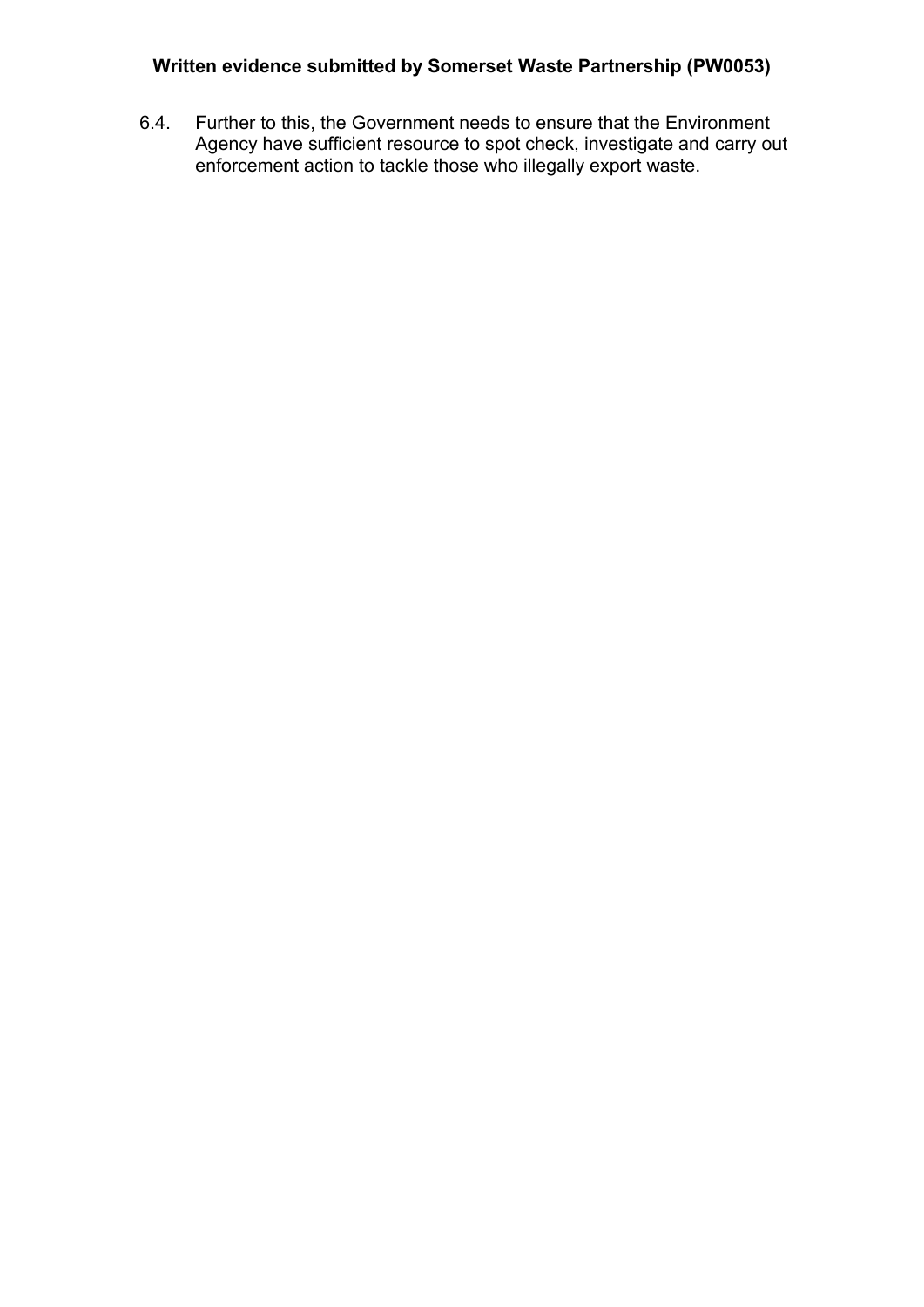**Written evidence submitted by Somerset Waste Partnership (PW0053)**

6.4. Further to this, the Government needs to ensure that the Environment Agency have sufficient resource to spot check, investigate and carry out enforcement action to tackle those who illegally export waste.